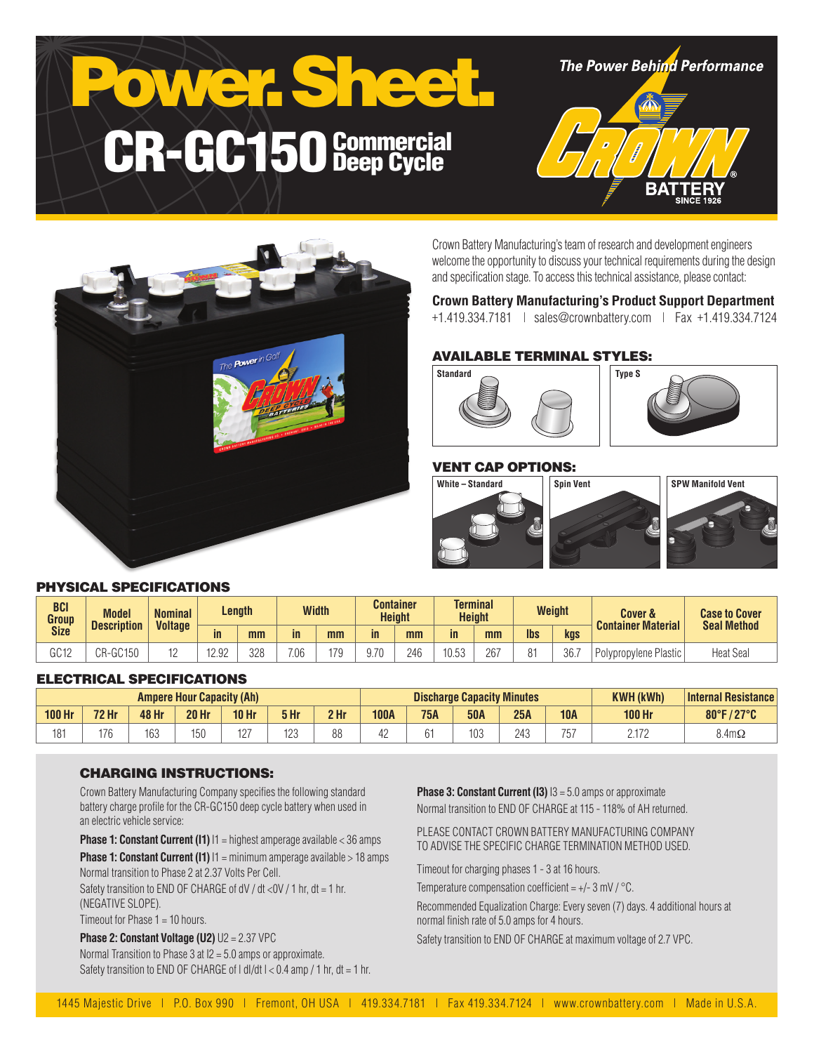# Power. Sheet.

## CR-GC150 Commercial Deep Cycle

*The Power Behind Performance*

CROWN BATTERY SINCE 1926

Crown Battery Manufacturing's team of research and development engineers welcome the opportunity to discuss your technical requirements during the design and specification stage. To access this technical assistance, please contact:

**Crown Battery Manufacturing's Product Support Department**
+1.419.334.7181 | sales@crownbattery.com | Fax +1.419.334.7124

### AVAILABLE TERMINAL STYLES:

Standard | Type S

### VENT CAP OPTIONS:

White – Standard | Spin Vent | SPW Manifold Vent

### PHYSICAL SPECIFICATIONS

| BCI Group Size | Model Description | Nominal Voltage | Length | | Width | | Container Height | | Terminal Height | | Weight | | Cover & Container Material | Case to Cover Seal Method |
|---|---|---|---|---|---|---|---|---|---|---|---|---|---|---|
| | | | in | mm | in | mm | in | mm | in | mm | lbs | kgs | | |
| GC12 | CR-GC150 | 12 | 12.92 | 328 | 7.06 | 179 | 9.70 | 246 | 10.53 | 267 | 81 | 36.7 | Polypropylene Plastic | Heat Seal |

### ELECTRICAL SPECIFICATIONS

| Ampere Hour Capacity (Ah) | | | | | | | Discharge Capacity Minutes | | | | | KWH (kWh) | Internal Resistance |
|---|---|---|---|---|---|---|---|---|---|---|---|---|---|
| 100 Hr | 72 Hr | 48 Hr | 20 Hr | 10 Hr | 5 Hr | 2 Hr | 100A | 75A | 50A | 25A | 10A | 100 Hr | 80°F / 27°C |
| 181 | 176 | 163 | 150 | 127 | 123 | 88 | 42 | 61 | 103 | 243 | 757 | 2.172 | 8.4mΩ |

### CHARGING INSTRUCTIONS:

Crown Battery Manufacturing Company specifies the following standard battery charge profile for the CR-GC150 deep cycle battery when used in an electric vehicle service:

**Phase 1: Constant Current (I1)** I1 = highest amperage available < 36 amps

**Phase 1: Constant Current (I1)** I1 = minimum amperage available > 18 amps

Normal transition to Phase 2 at 2.37 Volts Per Cell.

Safety transition to END OF CHARGE of dV / dt <0V / 1 hr, dt = 1 hr. (NEGATIVE SLOPE).

Timeout for Phase 1 = 10 hours.

**Phase 2: Constant Voltage (U2)** U2 = 2.37 VPC

Normal Transition to Phase 3 at I2 = 5.0 amps or approximate.

Safety transition to END OF CHARGE of I dI/dt I < 0.4 amp / 1 hr, dt = 1 hr.

**Phase 3: Constant Current (I3)** I3 = 5.0 amps or approximate

Normal transition to END OF CHARGE at 115 - 118% of AH returned.

PLEASE CONTACT CROWN BATTERY MANUFACTURING COMPANY TO ADVISE THE SPECIFIC CHARGE TERMINATION METHOD USED.

Timeout for charging phases 1 - 3 at 16 hours.

Temperature compensation coefficient = +/- 3 mV / °C.

Recommended Equalization Charge: Every seven (7) days. 4 additional hours at normal finish rate of 5.0 amps for 4 hours.

Safety transition to END OF CHARGE at maximum voltage of 2.7 VPC.

1445 Majestic Drive | P.O. Box 990 | Fremont, OH USA | 419.334.7181 | Fax 419.334.7124 | www.crownbattery.com | Made in U.S.A.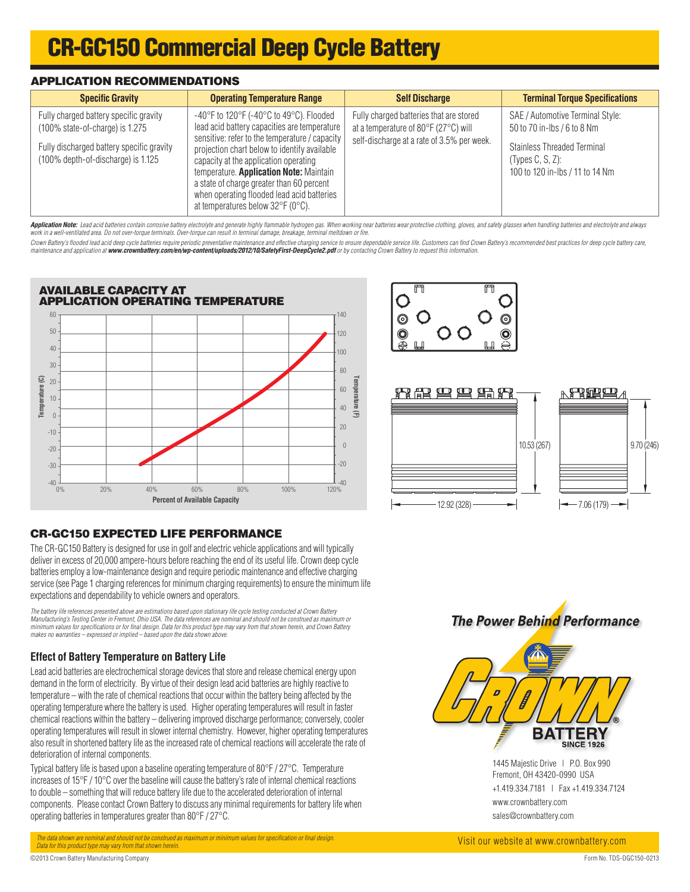# CR-GC150 Commercial Deep Cycle Battery

## APPLICATION RECOMMENDATIONS

| Specific Gravity | Operating Temperature Range | Self Discharge | Terminal Torque Specifications |
|---|---|---|---|
| Fully charged battery specific gravity (100% state-of-charge) is 1.275<br><br>Fully discharged battery specific gravity (100% depth-of-discharge) is 1.125 | -40°F to 120°F (-40°C to 49°C). Flooded lead acid battery capacities are temperature sensitive: refer to the temperature / capacity projection chart below to identify available capacity at the application operating temperature. **Application Note:** Maintain a state of charge greater than 60 percent when operating flooded lead acid batteries at temperatures below 32°F (0°C). | Fully charged batteries that are stored at a temperature of 80°F (27°C) will self-discharge at a rate of 3.5% per week. | SAE / Automotive Terminal Style: 50 to 70 in-lbs / 6 to 8 Nm<br><br>Stainless Threaded Terminal (Types C, S, Z): 100 to 120 in-lbs / 11 to 14 Nm |

***Application Note:*** *Lead acid batteries contain corrosive battery electrolyte and generate highly flammable hydrogen gas. When working near batteries wear protective clothing, gloves, and safety glasses when handling batteries and electrolyte and always work in a well-ventilated area. Do not over-torque terminals. Over-torque can result in terminal damage, breakage, terminal meltdown or fire.*

*Crown Battery's flooded lead acid deep cycle batteries require periodic preventative maintenance and effective charging service to ensure dependable service life. Customers can find Crown Battery's recommended best practices for deep cycle battery care, maintenance and application at* ***www.crownbattery.com/en/wp-content/uploads/2012/10/SafetyFirst-DeepCycle2.pdf*** *or by contacting Crown Battery to request this information.*

## AVAILABLE CAPACITY AT APPLICATION OPERATING TEMPERATURE

Temperature (C): 60, 50, 40, 30, 20, 10, 0, -10, -20, -30, -40

Temperature (F): 140, 120, 100, 80, 60, 40, 20, 0, -20, -40

Percent of Available Capacity: 0%, 20%, 40%, 60%, 80%, 100%, 120%

10.53 (267)

9.70 (246)

12.92 (328)

7.06 (179)

## CR-GC150 EXPECTED LIFE PERFORMANCE

The CR-GC150 Battery is designed for use in golf and electric vehicle applications and will typically deliver in excess of 20,000 ampere-hours before reaching the end of its useful life. Crown deep cycle batteries employ a low-maintenance design and require periodic maintenance and effective charging service (see Page 1 charging references for minimum charging requirements) to ensure the minimum life expectations and dependability to vehicle owners and operators.

*The battery life references presented above are estimations based upon stationary life cycle testing conducted at Crown Battery Manufacturing's Testing Center in Fremont, Ohio USA. The data references are nominal and should not be construed as maximum or minimum values for specifications or for final design. Data for this product type may vary from that shown herein, and Crown Battery makes no warranties – expressed or implied – based upon the data shown above.*

### Effect of Battery Temperature on Battery Life

Lead acid batteries are electrochemical storage devices that store and release chemical energy upon demand in the form of electricity. By virtue of their design lead acid batteries are highly reactive to temperature – with the rate of chemical reactions that occur within the battery being affected by the operating temperature where the battery is used. Higher operating temperatures will result in faster chemical reactions within the battery – delivering improved discharge performance; conversely, cooler operating temperatures will result in slower internal chemistry. However, higher operating temperatures also result in shortened battery life as the increased rate of chemical reactions will accelerate the rate of deterioration of internal components.

Typical battery life is based upon a baseline operating temperature of 80°F / 27°C. Temperature increases of 15°F / 10°C over the baseline will cause the battery's rate of internal chemical reactions to double – something that will reduce battery life due to the accelerated deterioration of internal components. Please contact Crown Battery to discuss any minimal requirements for battery life when operating batteries in temperatures greater than 80°F / 27°C.

***The Power Behind Performance***

CROWN BATTERY SINCE 1926

1445 Majestic Drive | P.O. Box 990
Fremont, OH 43420-0990 USA
+1.419.334.7181 | Fax +1.419.334.7124
www.crownbattery.com
sales@crownbattery.com

*The data shown are nominal and should not be construed as maximum or minimum values for specification or final design. Data for this product type may vary from that shown herein.*

Visit our website at www.crownbattery.com

©2013 Crown Battery Manufacturing Company

Form No. TDS-DGC150-0213